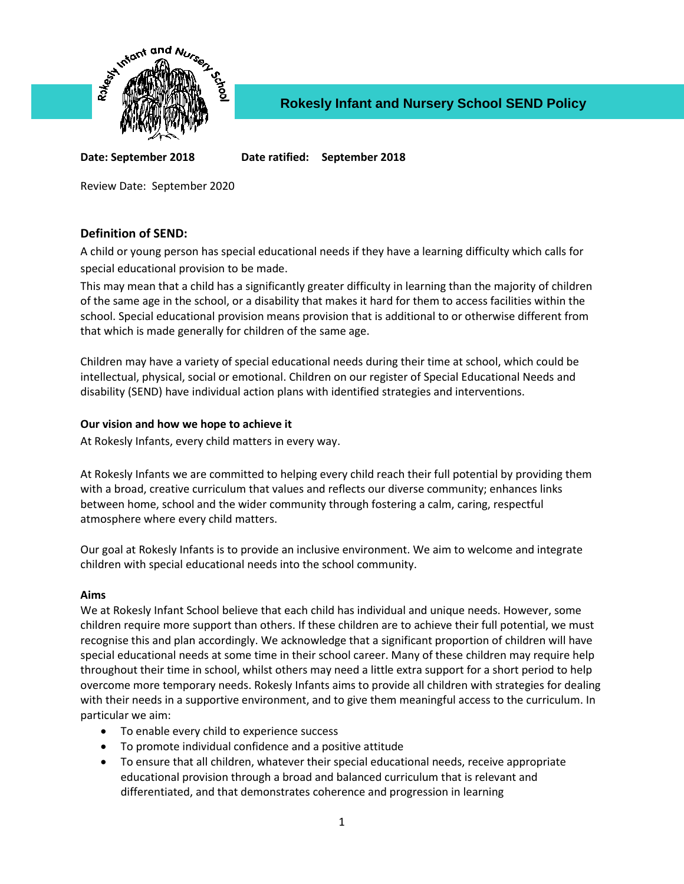# Rokesly Infant and Nursery School SEND Policy

**Date: September 2018** **Date ratified: September 2018**

Review Date: September 2020

## Definition of SEND:

A child or young person has special educational needs if they have a learning difficulty which calls for special educational provision to be made.

This may mean that a child has a significantly greater difficulty in learning than the majority of children of the same age in the school, or a disability that makes it hard for them to access facilities within the school. Special educational provision means provision that is additional to or otherwise different from that which is made generally for children of the same age.

Children may have a variety of special educational needs during their time at school, which could be intellectual, physical, social or emotional. Children on our register of Special Educational Needs and disability (SEND) have individual action plans with identified strategies and interventions.

### Our vision and how we hope to achieve it

At Rokesly Infants, every child matters in every way.

At Rokesly Infants we are committed to helping every child reach their full potential by providing them with a broad, creative curriculum that values and reflects our diverse community; enhances links between home, school and the wider community through fostering a calm, caring, respectful atmosphere where every child matters.

Our goal at Rokesly Infants is to provide an inclusive environment. We aim to welcome and integrate children with special educational needs into the school community.

### Aims

We at Rokesly Infant School believe that each child has individual and unique needs. However, some children require more support than others. If these children are to achieve their full potential, we must recognise this and plan accordingly. We acknowledge that a significant proportion of children will have special educational needs at some time in their school career. Many of these children may require help throughout their time in school, whilst others may need a little extra support for a short period to help overcome more temporary needs. Rokesly Infants aims to provide all children with strategies for dealing with their needs in a supportive environment, and to give them meaningful access to the curriculum. In particular we aim:

- To enable every child to experience success
- To promote individual confidence and a positive attitude
- To ensure that all children, whatever their special educational needs, receive appropriate educational provision through a broad and balanced curriculum that is relevant and differentiated, and that demonstrates coherence and progression in learning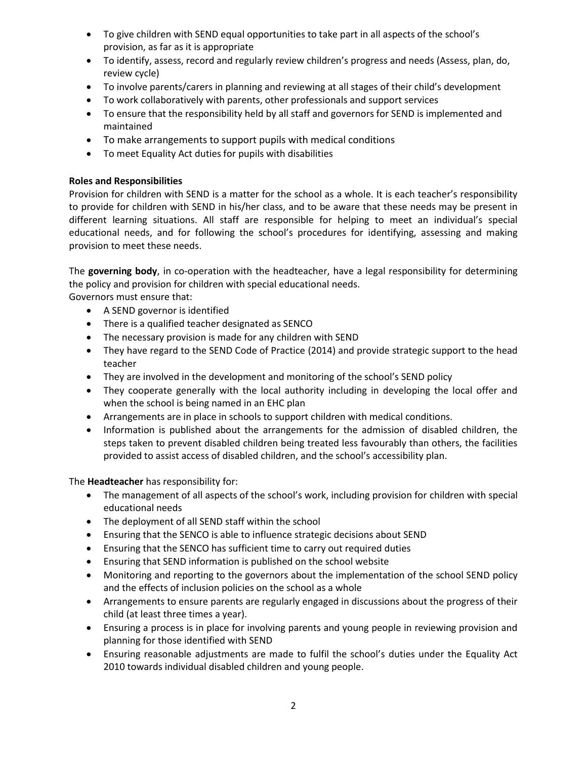- To give children with SEND equal opportunities to take part in all aspects of the school's provision, as far as it is appropriate
- To identify, assess, record and regularly review children's progress and needs (Assess, plan, do, review cycle)
- To involve parents/carers in planning and reviewing at all stages of their child's development
- To work collaboratively with parents, other professionals and support services
- To ensure that the responsibility held by all staff and governors for SEND is implemented and maintained
- To make arrangements to support pupils with medical conditions
- To meet Equality Act duties for pupils with disabilities

**Roles and Responsibilities**

Provision for children with SEND is a matter for the school as a whole. It is each teacher's responsibility to provide for children with SEND in his/her class, and to be aware that these needs may be present in different learning situations. All staff are responsible for helping to meet an individual's special educational needs, and for following the school's procedures for identifying, assessing and making provision to meet these needs.

The **governing body**, in co-operation with the headteacher, have a legal responsibility for determining the policy and provision for children with special educational needs.
Governors must ensure that:

- A SEND governor is identified
- There is a qualified teacher designated as SENCO
- The necessary provision is made for any children with SEND
- They have regard to the SEND Code of Practice (2014) and provide strategic support to the head teacher
- They are involved in the development and monitoring of the school's SEND policy
- They cooperate generally with the local authority including in developing the local offer and when the school is being named in an EHC plan
- Arrangements are in place in schools to support children with medical conditions.
- Information is published about the arrangements for the admission of disabled children, the steps taken to prevent disabled children being treated less favourably than others, the facilities provided to assist access of disabled children, and the school's accessibility plan.

The **Headteacher** has responsibility for:

- The management of all aspects of the school's work, including provision for children with special educational needs
- The deployment of all SEND staff within the school
- Ensuring that the SENCO is able to influence strategic decisions about SEND
- Ensuring that the SENCO has sufficient time to carry out required duties
- Ensuring that SEND information is published on the school website
- Monitoring and reporting to the governors about the implementation of the school SEND policy and the effects of inclusion policies on the school as a whole
- Arrangements to ensure parents are regularly engaged in discussions about the progress of their child (at least three times a year).
- Ensuring a process is in place for involving parents and young people in reviewing provision and planning for those identified with SEND
- Ensuring reasonable adjustments are made to fulfil the school's duties under the Equality Act 2010 towards individual disabled children and young people.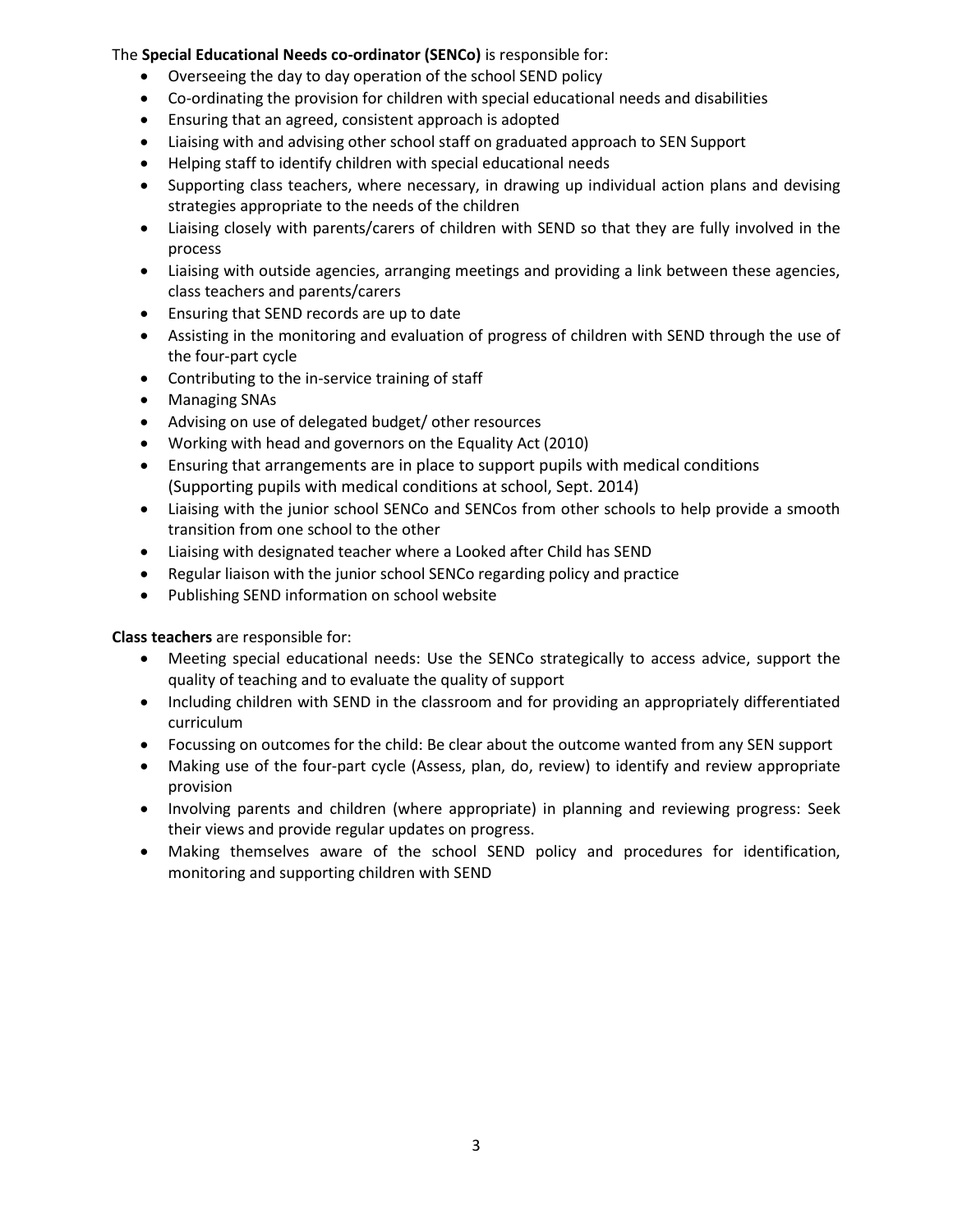The **Special Educational Needs co-ordinator (SENCo)** is responsible for:

- Overseeing the day to day operation of the school SEND policy
- Co-ordinating the provision for children with special educational needs and disabilities
- Ensuring that an agreed, consistent approach is adopted
- Liaising with and advising other school staff on graduated approach to SEN Support
- Helping staff to identify children with special educational needs
- Supporting class teachers, where necessary, in drawing up individual action plans and devising strategies appropriate to the needs of the children
- Liaising closely with parents/carers of children with SEND so that they are fully involved in the process
- Liaising with outside agencies, arranging meetings and providing a link between these agencies, class teachers and parents/carers
- Ensuring that SEND records are up to date
- Assisting in the monitoring and evaluation of progress of children with SEND through the use of the four-part cycle
- Contributing to the in-service training of staff
- Managing SNAs
- Advising on use of delegated budget/ other resources
- Working with head and governors on the Equality Act (2010)
- Ensuring that arrangements are in place to support pupils with medical conditions (Supporting pupils with medical conditions at school, Sept. 2014)
- Liaising with the junior school SENCo and SENCos from other schools to help provide a smooth transition from one school to the other
- Liaising with designated teacher where a Looked after Child has SEND
- Regular liaison with the junior school SENCo regarding policy and practice
- Publishing SEND information on school website

**Class teachers** are responsible for:

- Meeting special educational needs: Use the SENCo strategically to access advice, support the quality of teaching and to evaluate the quality of support
- Including children with SEND in the classroom and for providing an appropriately differentiated curriculum
- Focussing on outcomes for the child: Be clear about the outcome wanted from any SEN support
- Making use of the four-part cycle (Assess, plan, do, review) to identify and review appropriate provision
- Involving parents and children (where appropriate) in planning and reviewing progress: Seek their views and provide regular updates on progress.
- Making themselves aware of the school SEND policy and procedures for identification, monitoring and supporting children with SEND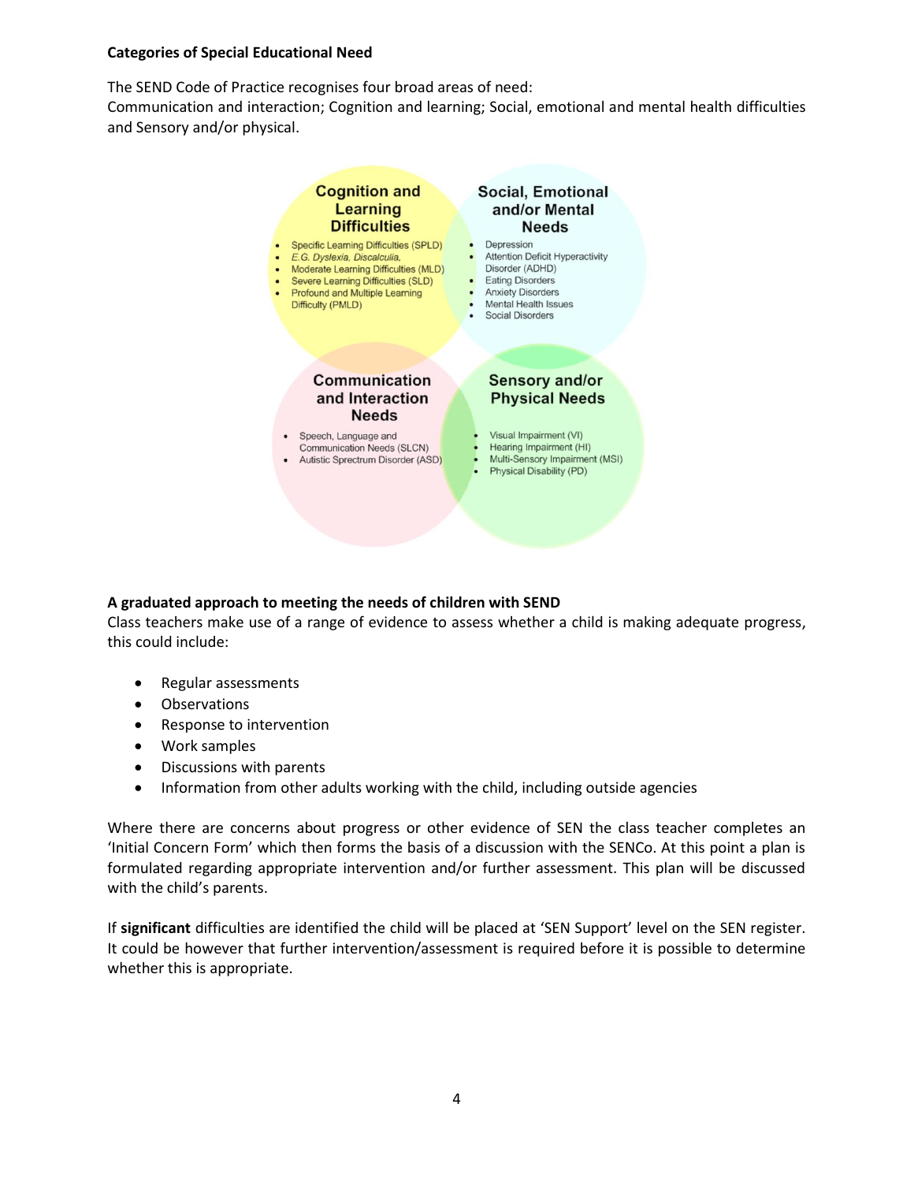**Categories of Special Educational Need**

The SEND Code of Practice recognises four broad areas of need:
Communication and interaction; Cognition and learning; Social, emotional and mental health difficulties and Sensory and/or physical.

**Cognition and Learning Difficulties**

- Specific Learning Difficulties (SPLD)
- *E.G. Dyslexia, Discalculia,*
- Moderate Learning Difficulties (MLD)
- Severe Learning Difficulties (SLD)
- Profound and Multiple Learning Difficulty (PMLD)

**Social, Emotional and/or Mental Needs**

- Depression
- Attention Deficit Hyperactivity Disorder (ADHD)
- Eating Disorders
- Anxiety Disorders
- Mental Health Issues
- Social Disorders

**Communication and Interaction Needs**

- Speech, Language and Communication Needs (SLCN)
- Autistic Sprectrum Disorder (ASD)

**Sensory and/or Physical Needs**

- Visual Impairment (VI)
- Hearing Impairment (HI)
- Multi-Sensory Impairment (MSI)
- Physical Disability (PD)

**A graduated approach to meeting the needs of children with SEND**

Class teachers make use of a range of evidence to assess whether a child is making adequate progress, this could include:

- Regular assessments
- Observations
- Response to intervention
- Work samples
- Discussions with parents
- Information from other adults working with the child, including outside agencies

Where there are concerns about progress or other evidence of SEN the class teacher completes an 'Initial Concern Form' which then forms the basis of a discussion with the SENCo. At this point a plan is formulated regarding appropriate intervention and/or further assessment. This plan will be discussed with the child's parents.

If **significant** difficulties are identified the child will be placed at 'SEN Support' level on the SEN register. It could be however that further intervention/assessment is required before it is possible to determine whether this is appropriate.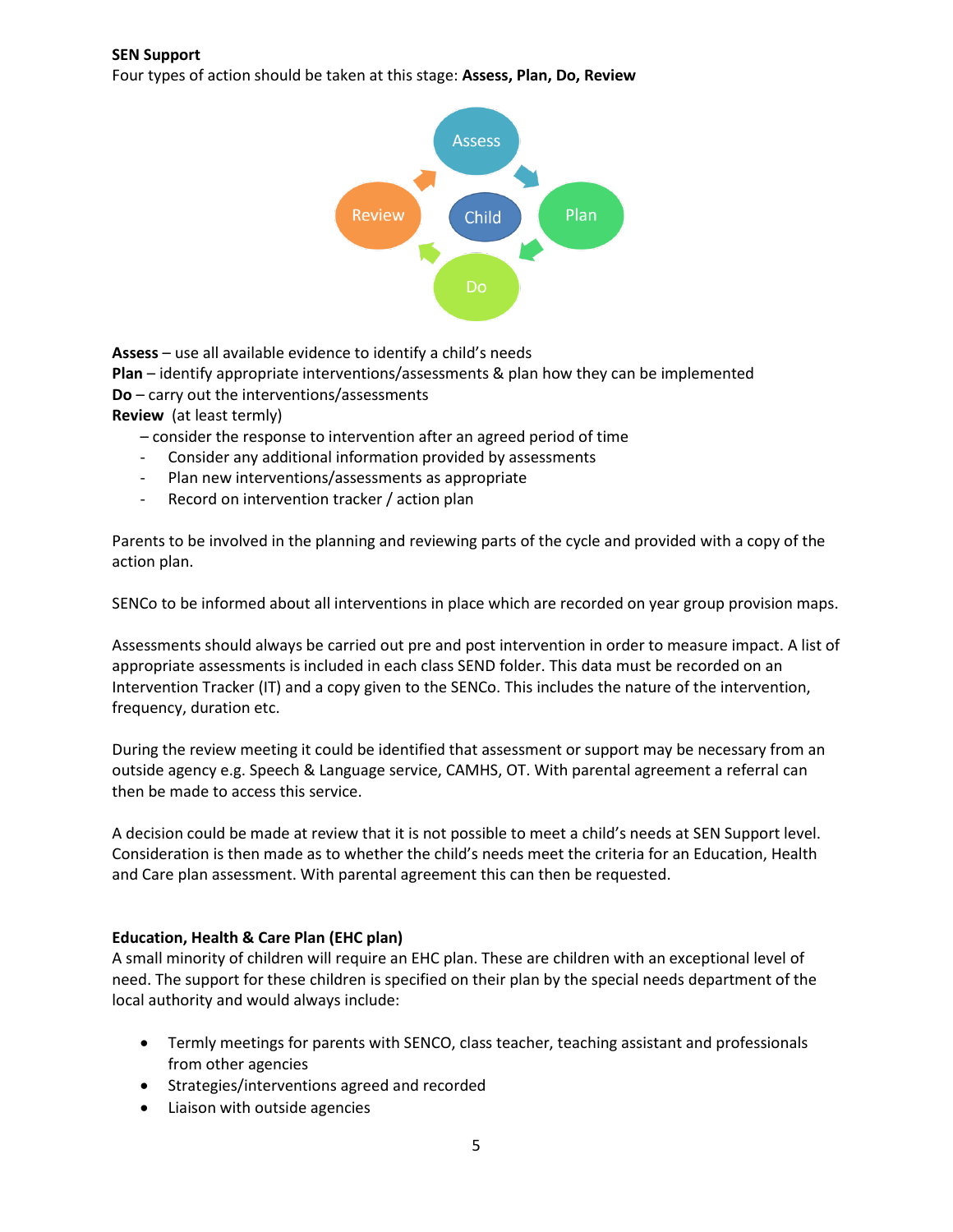**SEN Support**

Four types of action should be taken at this stage: **Assess, Plan, Do, Review**

**Assess** – use all available evidence to identify a child's needs
**Plan** – identify appropriate interventions/assessments & plan how they can be implemented
**Do** – carry out the interventions/assessments
**Review** (at least termly)

– consider the response to intervention after an agreed period of time
- Consider any additional information provided by assessments
- Plan new interventions/assessments as appropriate
- Record on intervention tracker / action plan

Parents to be involved in the planning and reviewing parts of the cycle and provided with a copy of the action plan.

SENCo to be informed about all interventions in place which are recorded on year group provision maps.

Assessments should always be carried out pre and post intervention in order to measure impact. A list of appropriate assessments is included in each class SEND folder. This data must be recorded on an Intervention Tracker (IT) and a copy given to the SENCo. This includes the nature of the intervention, frequency, duration etc.

During the review meeting it could be identified that assessment or support may be necessary from an outside agency e.g. Speech & Language service, CAMHS, OT. With parental agreement a referral can then be made to access this service.

A decision could be made at review that it is not possible to meet a child's needs at SEN Support level. Consideration is then made as to whether the child's needs meet the criteria for an Education, Health and Care plan assessment. With parental agreement this can then be requested.

**Education, Health & Care Plan (EHC plan)**

A small minority of children will require an EHC plan. These are children with an exceptional level of need. The support for these children is specified on their plan by the special needs department of the local authority and would always include:

- Termly meetings for parents with SENCO, class teacher, teaching assistant and professionals from other agencies
- Strategies/interventions agreed and recorded
- Liaison with outside agencies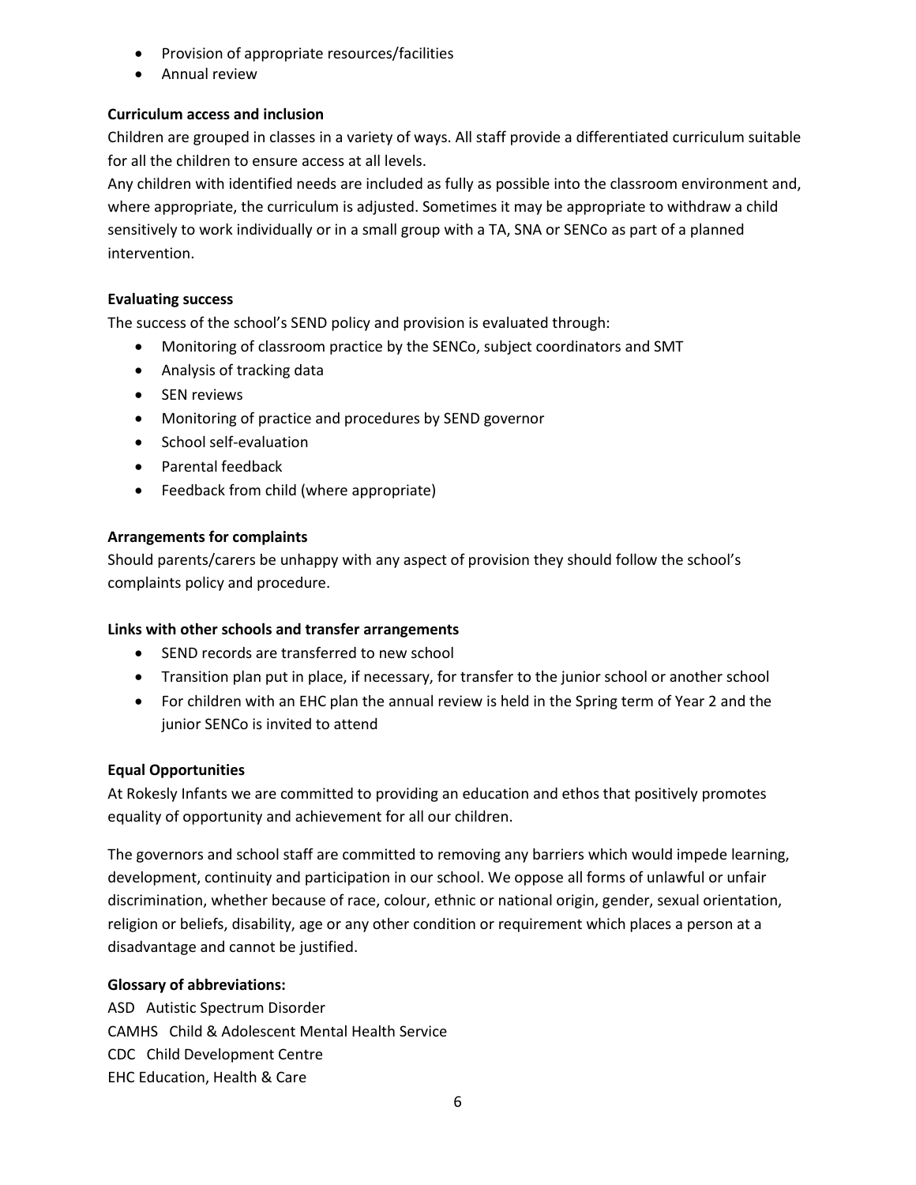- Provision of appropriate resources/facilities
- Annual review

**Curriculum access and inclusion**

Children are grouped in classes in a variety of ways. All staff provide a differentiated curriculum suitable for all the children to ensure access at all levels.

Any children with identified needs are included as fully as possible into the classroom environment and, where appropriate, the curriculum is adjusted. Sometimes it may be appropriate to withdraw a child sensitively to work individually or in a small group with a TA, SNA or SENCo as part of a planned intervention.

**Evaluating success**

The success of the school's SEND policy and provision is evaluated through:

- Monitoring of classroom practice by the SENCo, subject coordinators and SMT
- Analysis of tracking data
- SEN reviews
- Monitoring of practice and procedures by SEND governor
- School self-evaluation
- Parental feedback
- Feedback from child (where appropriate)

**Arrangements for complaints**

Should parents/carers be unhappy with any aspect of provision they should follow the school's complaints policy and procedure.

**Links with other schools and transfer arrangements**

- SEND records are transferred to new school
- Transition plan put in place, if necessary, for transfer to the junior school or another school
- For children with an EHC plan the annual review is held in the Spring term of Year 2 and the junior SENCo is invited to attend

**Equal Opportunities**

At Rokesly Infants we are committed to providing an education and ethos that positively promotes equality of opportunity and achievement for all our children.

The governors and school staff are committed to removing any barriers which would impede learning, development, continuity and participation in our school. We oppose all forms of unlawful or unfair discrimination, whether because of race, colour, ethnic or national origin, gender, sexual orientation, religion or beliefs, disability, age or any other condition or requirement which places a person at a disadvantage and cannot be justified.

**Glossary of abbreviations:**

ASD Autistic Spectrum Disorder
CAMHS Child & Adolescent Mental Health Service
CDC Child Development Centre
EHC Education, Health & Care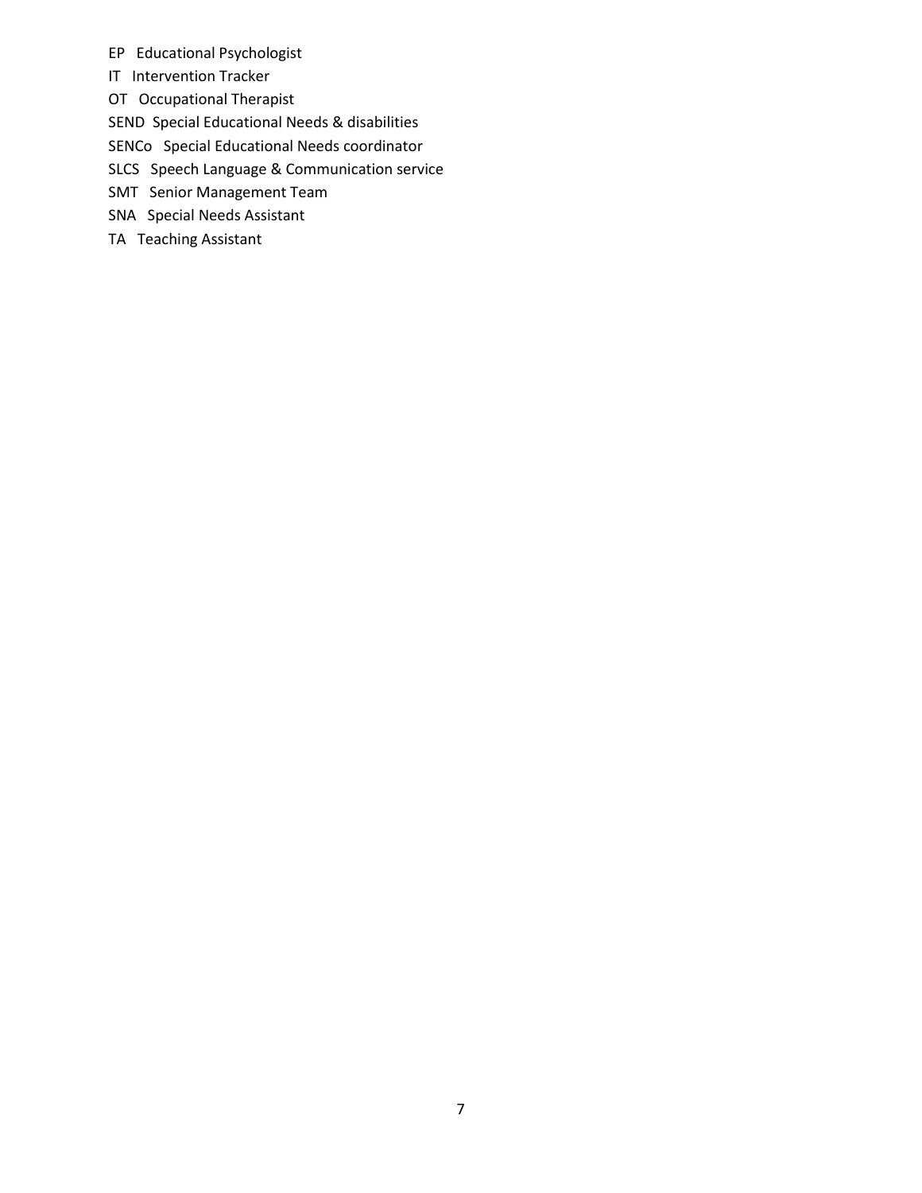EP Educational Psychologist

IT Intervention Tracker

OT Occupational Therapist

SEND Special Educational Needs & disabilities

SENCo Special Educational Needs coordinator

SLCS Speech Language & Communication service

SMT Senior Management Team

SNA Special Needs Assistant

TA Teaching Assistant